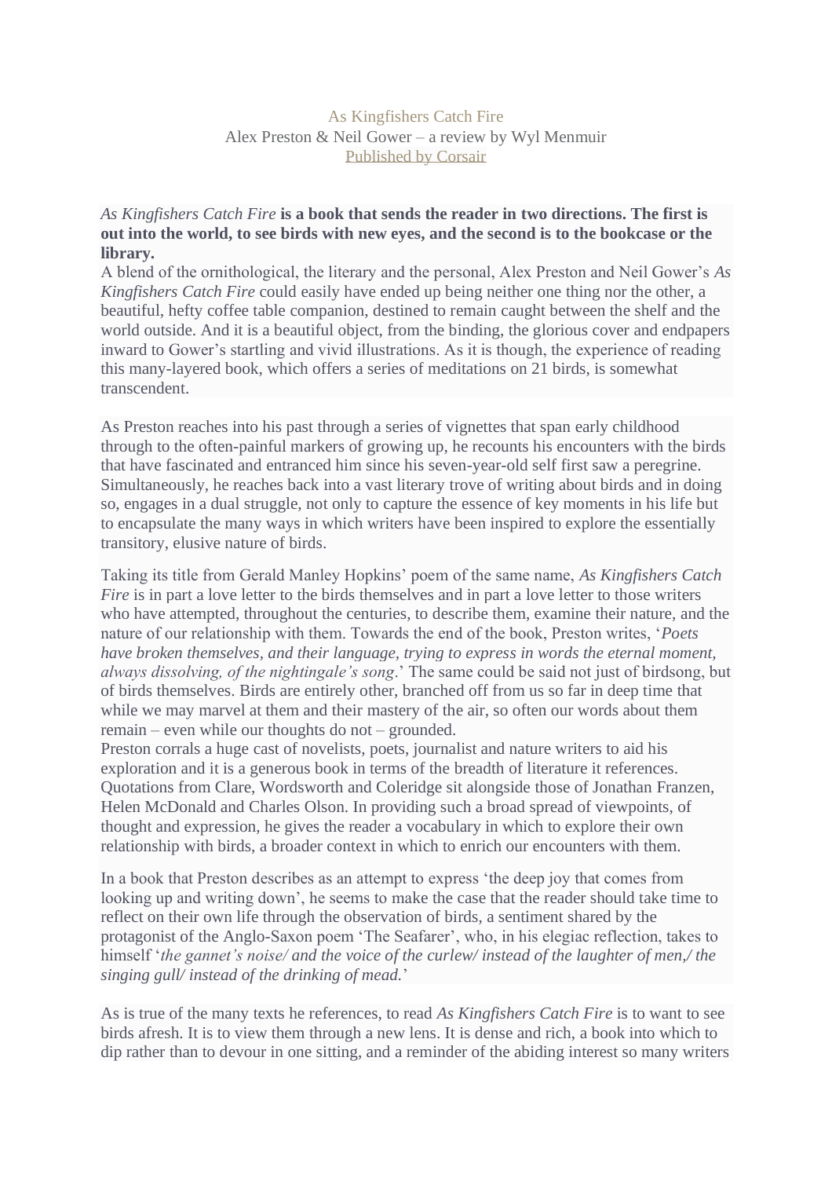# As Kingfishers Catch Fire

Alex Preston & Neil Gower – a review by Wyl Menmuir

[Published by Corsair]

***As Kingfishers Catch Fire* is a book that sends the reader in two directions. The first is out into the world, to see birds with new eyes, and the second is to the bookcase or the library.**

A blend of the ornithological, the literary and the personal, Alex Preston and Neil Gower's *As Kingfishers Catch Fire* could easily have ended up being neither one thing nor the other, a beautiful, hefty coffee table companion, destined to remain caught between the shelf and the world outside. And it is a beautiful object, from the binding, the glorious cover and endpapers inward to Gower's startling and vivid illustrations. As it is though, the experience of reading this many-layered book, which offers a series of meditations on 21 birds, is somewhat transcendent.

As Preston reaches into his past through a series of vignettes that span early childhood through to the often-painful markers of growing up, he recounts his encounters with the birds that have fascinated and entranced him since his seven-year-old self first saw a peregrine. Simultaneously, he reaches back into a vast literary trove of writing about birds and in doing so, engages in a dual struggle, not only to capture the essence of key moments in his life but to encapsulate the many ways in which writers have been inspired to explore the essentially transitory, elusive nature of birds.

Taking its title from Gerald Manley Hopkins' poem of the same name, *As Kingfishers Catch Fire* is in part a love letter to the birds themselves and in part a love letter to those writers who have attempted, throughout the centuries, to describe them, examine their nature, and the nature of our relationship with them. Towards the end of the book, Preston writes, '*Poets have broken themselves, and their language, trying to express in words the eternal moment, always dissolving, of the nightingale's song*.' The same could be said not just of birdsong, but of birds themselves. Birds are entirely other, branched off from us so far in deep time that while we may marvel at them and their mastery of the air, so often our words about them remain – even while our thoughts do not – grounded.

Preston corrals a huge cast of novelists, poets, journalist and nature writers to aid his exploration and it is a generous book in terms of the breadth of literature it references. Quotations from Clare, Wordsworth and Coleridge sit alongside those of Jonathan Franzen, Helen McDonald and Charles Olson. In providing such a broad spread of viewpoints, of thought and expression, he gives the reader a vocabulary in which to explore their own relationship with birds, a broader context in which to enrich our encounters with them.

In a book that Preston describes as an attempt to express 'the deep joy that comes from looking up and writing down', he seems to make the case that the reader should take time to reflect on their own life through the observation of birds, a sentiment shared by the protagonist of the Anglo-Saxon poem 'The Seafarer', who, in his elegiac reflection, takes to himself '*the gannet's noise/ and the voice of the curlew/ instead of the laughter of men,/ the singing gull/ instead of the drinking of mead.*'

As is true of the many texts he references, to read *As Kingfishers Catch Fire* is to want to see birds afresh. It is to view them through a new lens. It is dense and rich, a book into which to dip rather than to devour in one sitting, and a reminder of the abiding interest so many writers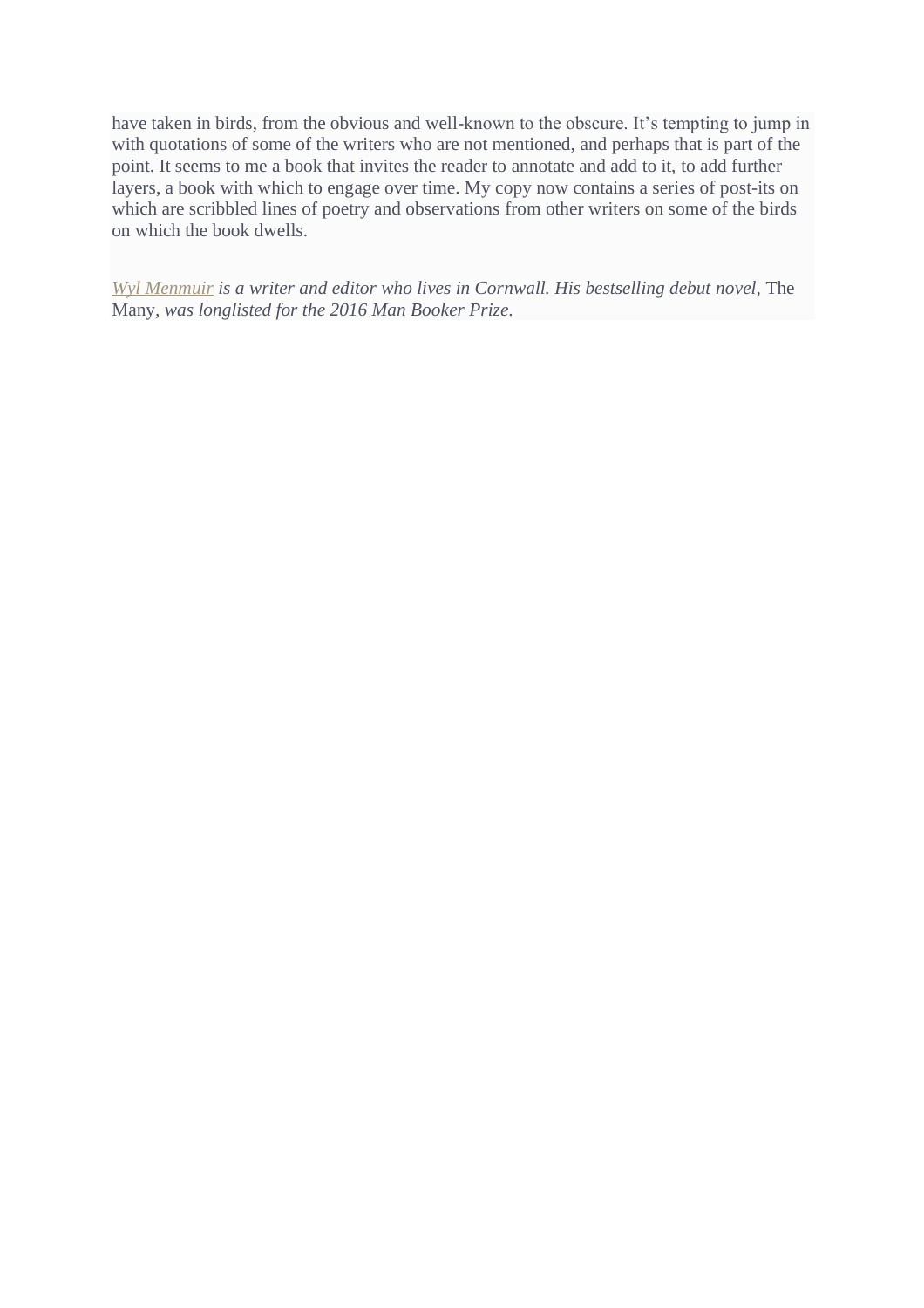have taken in birds, from the obvious and well-known to the obscure. It's tempting to jump in with quotations of some of the writers who are not mentioned, and perhaps that is part of the point. It seems to me a book that invites the reader to annotate and add to it, to add further layers, a book with which to engage over time. My copy now contains a series of post-its on which are scribbled lines of poetry and observations from other writers on some of the birds on which the book dwells.

*Wyl Menmuir is a writer and editor who lives in Cornwall. His bestselling debut novel,* The Many*, was longlisted for the 2016 Man Booker Prize.*